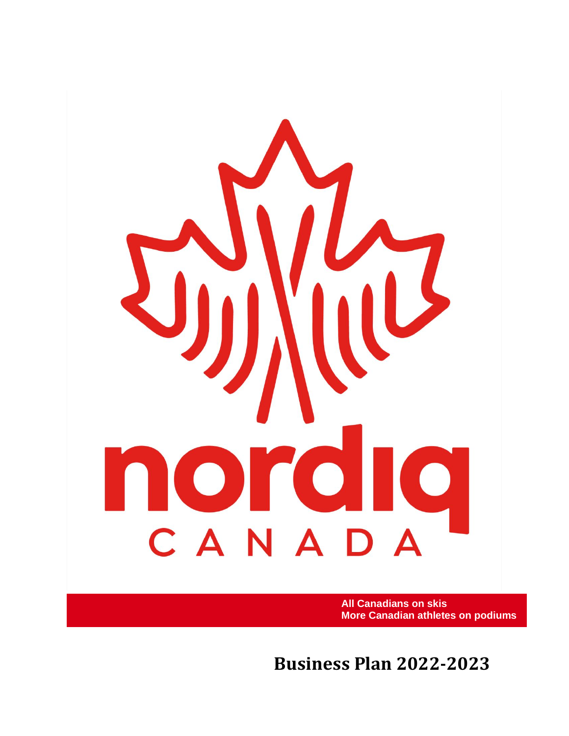nordiq

CANADA

**All Canadians on skis**
**More Canadian athletes on podiums**

# Business Plan 2022-2023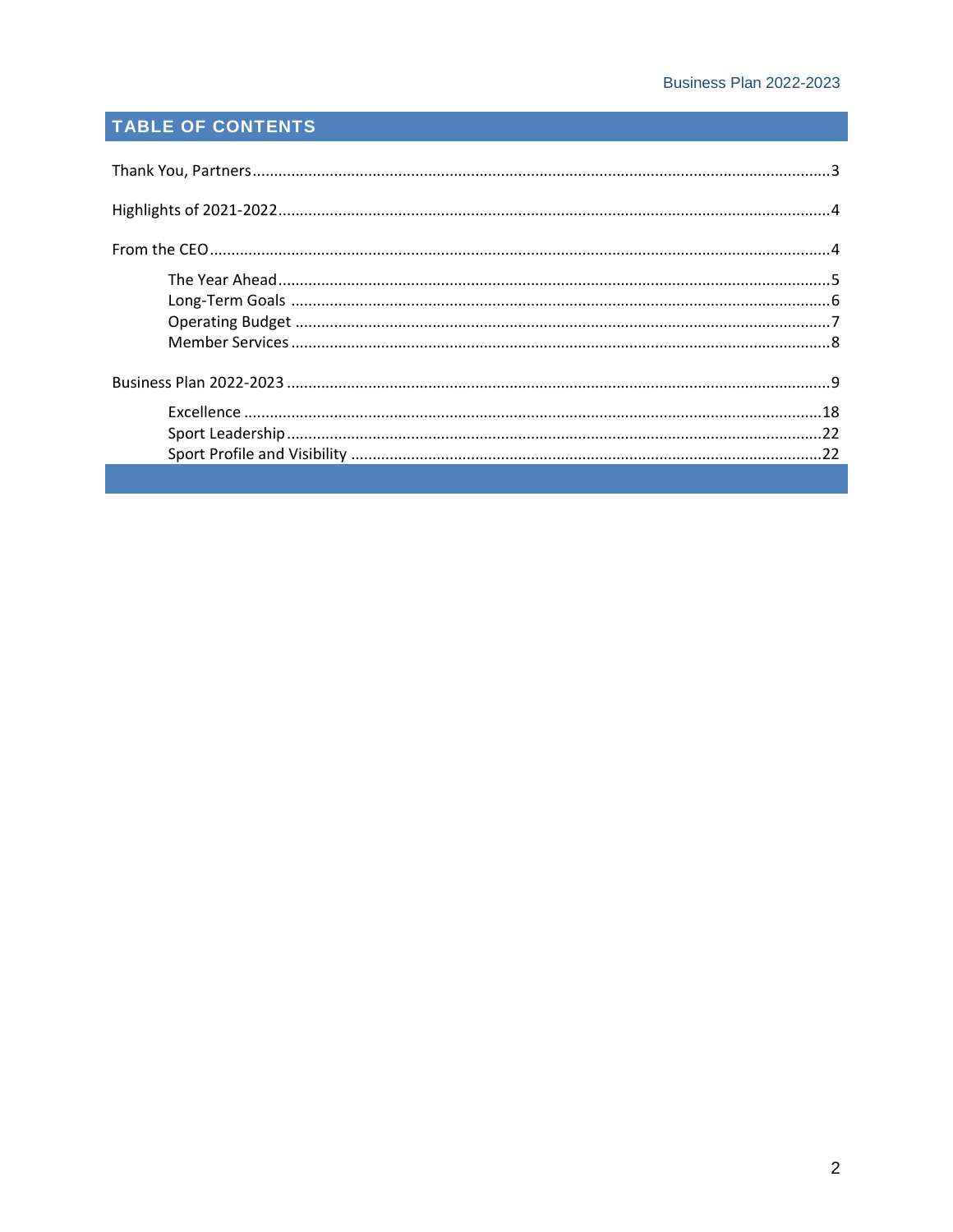## TABLE OF CONTENTS

Thank You, Partners ........................................................................................................................... 3

Highlights of 2021-2022 ..................................................................................................................... 4

From the CEO ...................................................................................................................................... 4

- The Year Ahead ........................................................................................................................... 5
- Long-Term Goals ........................................................................................................................ 6
- Operating Budget ....................................................................................................................... 7
- Member Services ........................................................................................................................ 8

Business Plan 2022-2023 .................................................................................................................. 9

- Excellence .................................................................................................................................. 18
- Sport Leadership ....................................................................................................................... 22
- Sport Profile and Visibility ......................................................................................................... 22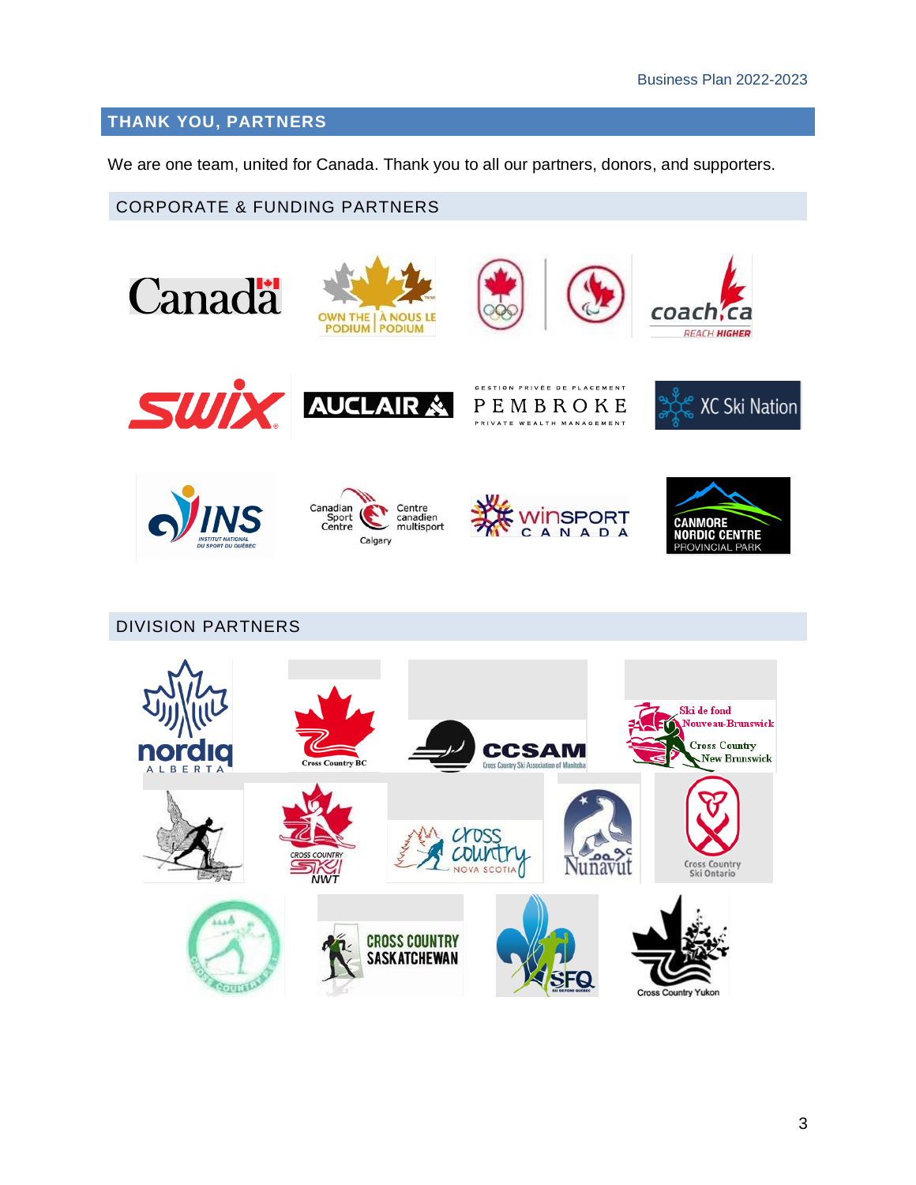## THANK YOU, PARTNERS

We are one team, united for Canada. Thank you to all our partners, donors, and supporters.

### CORPORATE & FUNDING PARTNERS

### DIVISION PARTNERS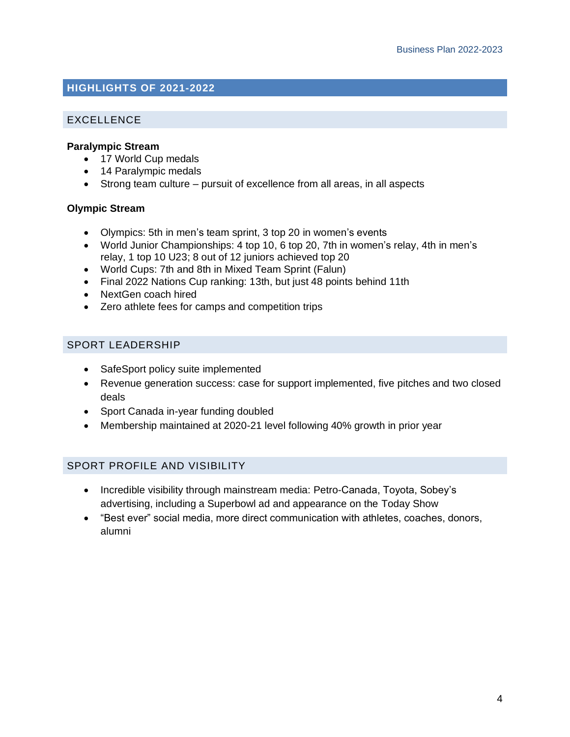## HIGHLIGHTS OF 2021-2022

### EXCELLENCE

**Paralympic Stream**

- 17 World Cup medals
- 14 Paralympic medals
- Strong team culture – pursuit of excellence from all areas, in all aspects

**Olympic Stream**

- Olympics: 5th in men's team sprint, 3 top 20 in women's events
- World Junior Championships: 4 top 10, 6 top 20, 7th in women's relay, 4th in men's relay, 1 top 10 U23; 8 out of 12 juniors achieved top 20
- World Cups: 7th and 8th in Mixed Team Sprint (Falun)
- Final 2022 Nations Cup ranking: 13th, but just 48 points behind 11th
- NextGen coach hired
- Zero athlete fees for camps and competition trips

### SPORT LEADERSHIP

- SafeSport policy suite implemented
- Revenue generation success: case for support implemented, five pitches and two closed deals
- Sport Canada in-year funding doubled
- Membership maintained at 2020-21 level following 40% growth in prior year

### SPORT PROFILE AND VISIBILITY

- Incredible visibility through mainstream media: Petro-Canada, Toyota, Sobey's advertising, including a Superbowl ad and appearance on the Today Show
- "Best ever" social media, more direct communication with athletes, coaches, donors, alumni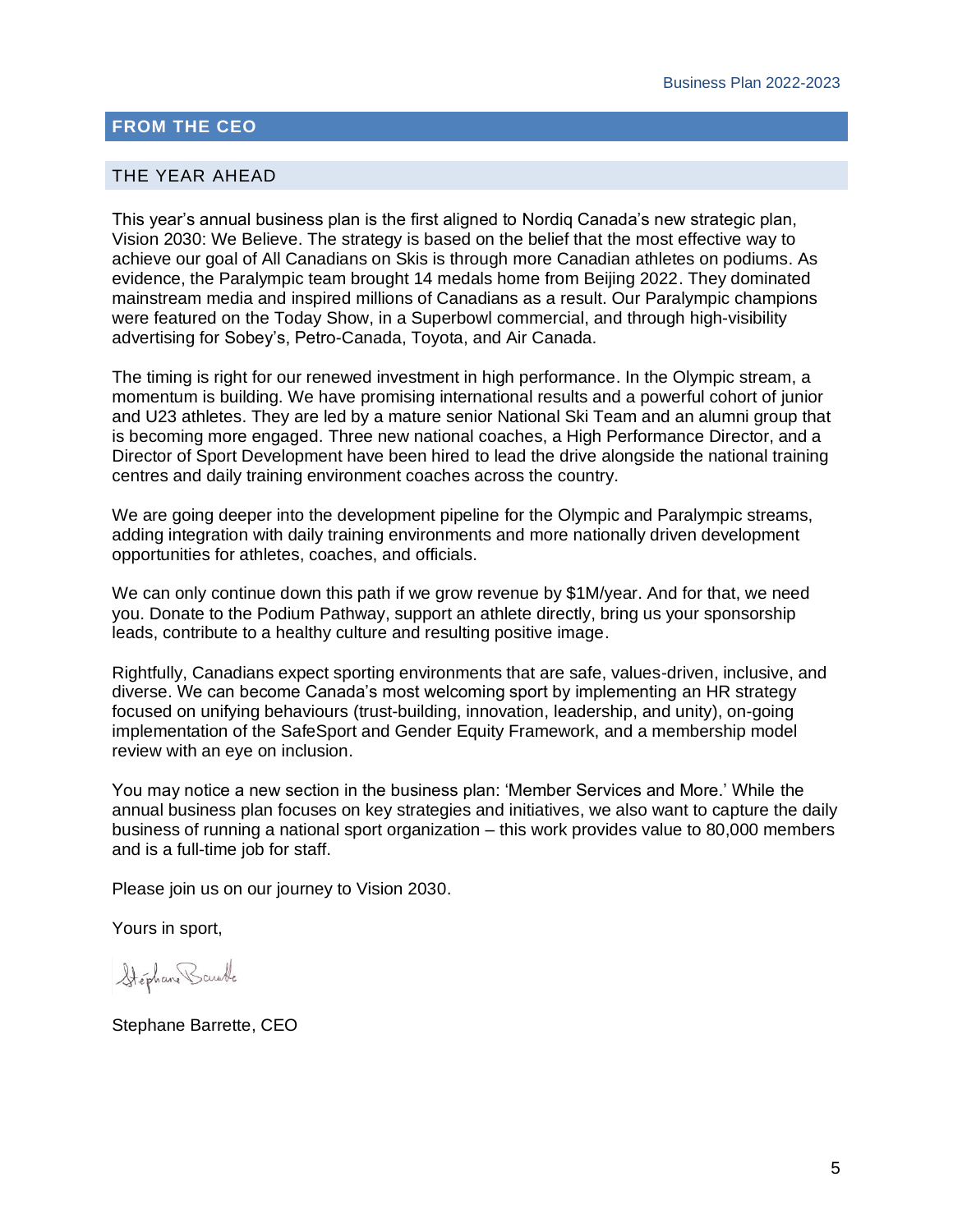## FROM THE CEO

### THE YEAR AHEAD

This year's annual business plan is the first aligned to Nordiq Canada's new strategic plan, Vision 2030: We Believe. The strategy is based on the belief that the most effective way to achieve our goal of All Canadians on Skis is through more Canadian athletes on podiums. As evidence, the Paralympic team brought 14 medals home from Beijing 2022. They dominated mainstream media and inspired millions of Canadians as a result. Our Paralympic champions were featured on the Today Show, in a Superbowl commercial, and through high-visibility advertising for Sobey's, Petro-Canada, Toyota, and Air Canada.

The timing is right for our renewed investment in high performance. In the Olympic stream, a momentum is building. We have promising international results and a powerful cohort of junior and U23 athletes. They are led by a mature senior National Ski Team and an alumni group that is becoming more engaged. Three new national coaches, a High Performance Director, and a Director of Sport Development have been hired to lead the drive alongside the national training centres and daily training environment coaches across the country.

We are going deeper into the development pipeline for the Olympic and Paralympic streams, adding integration with daily training environments and more nationally driven development opportunities for athletes, coaches, and officials.

We can only continue down this path if we grow revenue by $1M/year. And for that, we need you. Donate to the Podium Pathway, support an athlete directly, bring us your sponsorship leads, contribute to a healthy culture and resulting positive image.

Rightfully, Canadians expect sporting environments that are safe, values-driven, inclusive, and diverse. We can become Canada's most welcoming sport by implementing an HR strategy focused on unifying behaviours (trust-building, innovation, leadership, and unity), on-going implementation of the SafeSport and Gender Equity Framework, and a membership model review with an eye on inclusion.

You may notice a new section in the business plan: 'Member Services and More.' While the annual business plan focuses on key strategies and initiatives, we also want to capture the daily business of running a national sport organization – this work provides value to 80,000 members and is a full-time job for staff.

Please join us on our journey to Vision 2030.

Yours in sport,

Stephane Barrette, CEO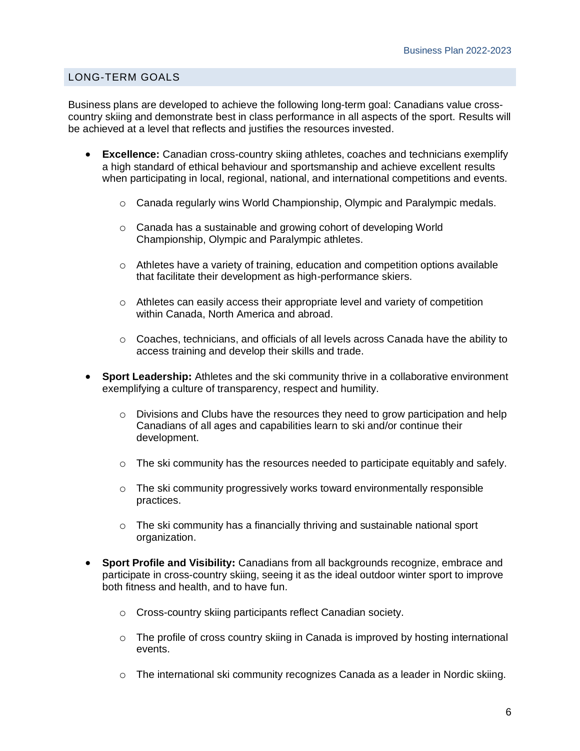## LONG-TERM GOALS

Business plans are developed to achieve the following long-term goal: Canadians value cross-country skiing and demonstrate best in class performance in all aspects of the sport. Results will be achieved at a level that reflects and justifies the resources invested.

- **Excellence:** Canadian cross-country skiing athletes, coaches and technicians exemplify a high standard of ethical behaviour and sportsmanship and achieve excellent results when participating in local, regional, national, and international competitions and events.
  - Canada regularly wins World Championship, Olympic and Paralympic medals.
  - Canada has a sustainable and growing cohort of developing World Championship, Olympic and Paralympic athletes.
  - Athletes have a variety of training, education and competition options available that facilitate their development as high-performance skiers.
  - Athletes can easily access their appropriate level and variety of competition within Canada, North America and abroad.
  - Coaches, technicians, and officials of all levels across Canada have the ability to access training and develop their skills and trade.
- **Sport Leadership:** Athletes and the ski community thrive in a collaborative environment exemplifying a culture of transparency, respect and humility.
  - Divisions and Clubs have the resources they need to grow participation and help Canadians of all ages and capabilities learn to ski and/or continue their development.
  - The ski community has the resources needed to participate equitably and safely.
  - The ski community progressively works toward environmentally responsible practices.
  - The ski community has a financially thriving and sustainable national sport organization.
- **Sport Profile and Visibility:** Canadians from all backgrounds recognize, embrace and participate in cross-country skiing, seeing it as the ideal outdoor winter sport to improve both fitness and health, and to have fun.
  - Cross-country skiing participants reflect Canadian society.
  - The profile of cross country skiing in Canada is improved by hosting international events.
  - The international ski community recognizes Canada as a leader in Nordic skiing.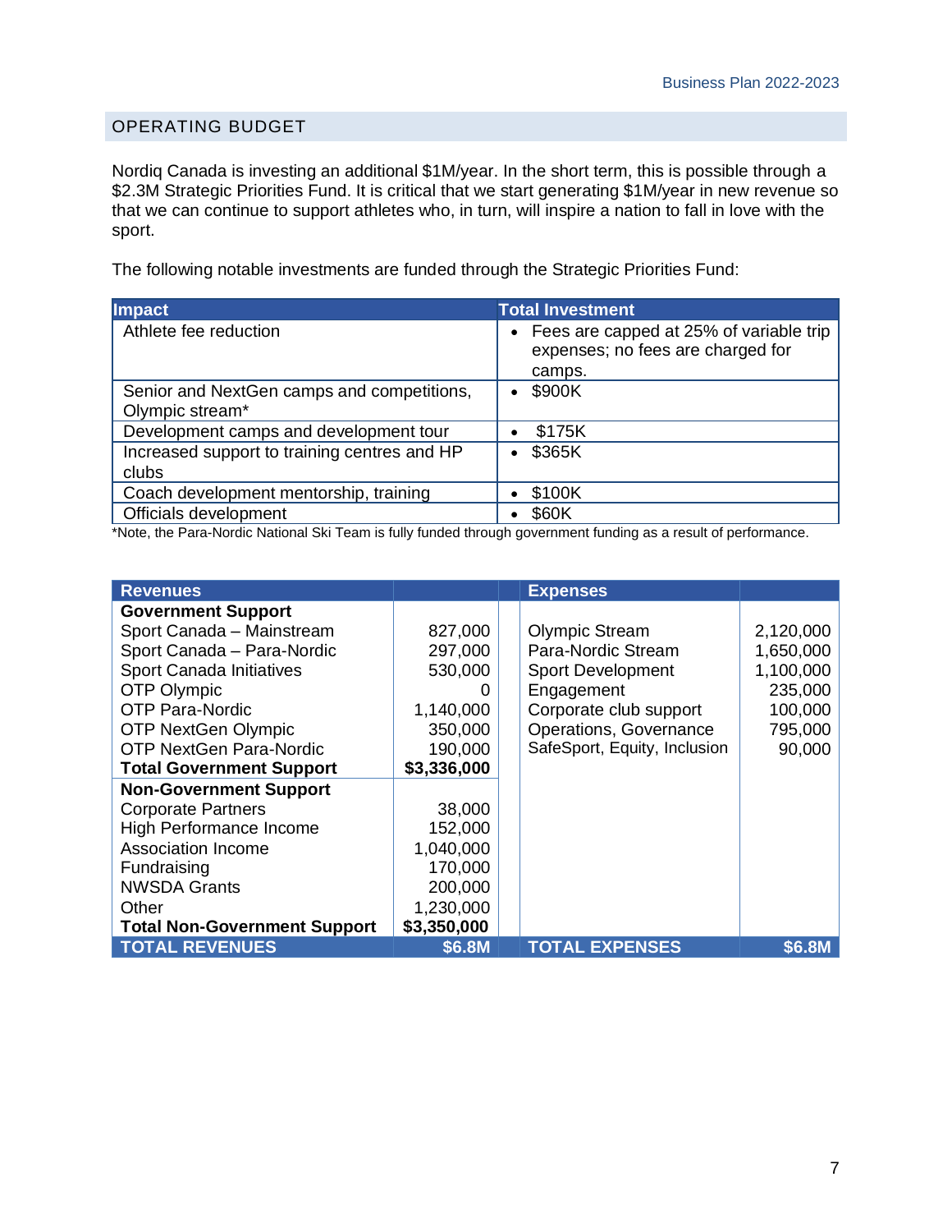## OPERATING BUDGET

Nordiq Canada is investing an additional $1M/year. In the short term, this is possible through a $2.3M Strategic Priorities Fund. It is critical that we start generating $1M/year in new revenue so that we can continue to support athletes who, in turn, will inspire a nation to fall in love with the sport.

The following notable investments are funded through the Strategic Priorities Fund:

| Impact | Total Investment |
|---|---|
| Athlete fee reduction | • Fees are capped at 25% of variable trip expenses; no fees are charged for camps. |
| Senior and NextGen camps and competitions, Olympic stream* | • $900K |
| Development camps and development tour | • $175K |
| Increased support to training centres and HP clubs | • $365K |
| Coach development mentorship, training | • $100K |
| Officials development | • $60K |

*Note, the Para-Nordic National Ski Team is fully funded through government funding as a result of performance.

| Revenues | | Expenses | |
|---|---|---|---|
| **Government Support** | | | |
| Sport Canada – Mainstream | 827,000 | Olympic Stream | 2,120,000 |
| Sport Canada – Para-Nordic | 297,000 | Para-Nordic Stream | 1,650,000 |
| Sport Canada Initiatives | 530,000 | Sport Development | 1,100,000 |
| OTP Olympic | 0 | Engagement | 235,000 |
| OTP Para-Nordic | 1,140,000 | Corporate club support | 100,000 |
| OTP NextGen Olympic | 350,000 | Operations, Governance | 795,000 |
| OTP NextGen Para-Nordic | 190,000 | SafeSport, Equity, Inclusion | 90,000 |
| **Total Government Support** | **$3,336,000** | | |
| **Non-Government Support** | | | |
| Corporate Partners | 38,000 | | |
| High Performance Income | 152,000 | | |
| Association Income | 1,040,000 | | |
| Fundraising | 170,000 | | |
| NWSDA Grants | 200,000 | | |
| Other | 1,230,000 | | |
| **Total Non-Government Support** | **$3,350,000** | | |
| **TOTAL REVENUES** | **$6.8M** | **TOTAL EXPENSES** | **$6.8M** |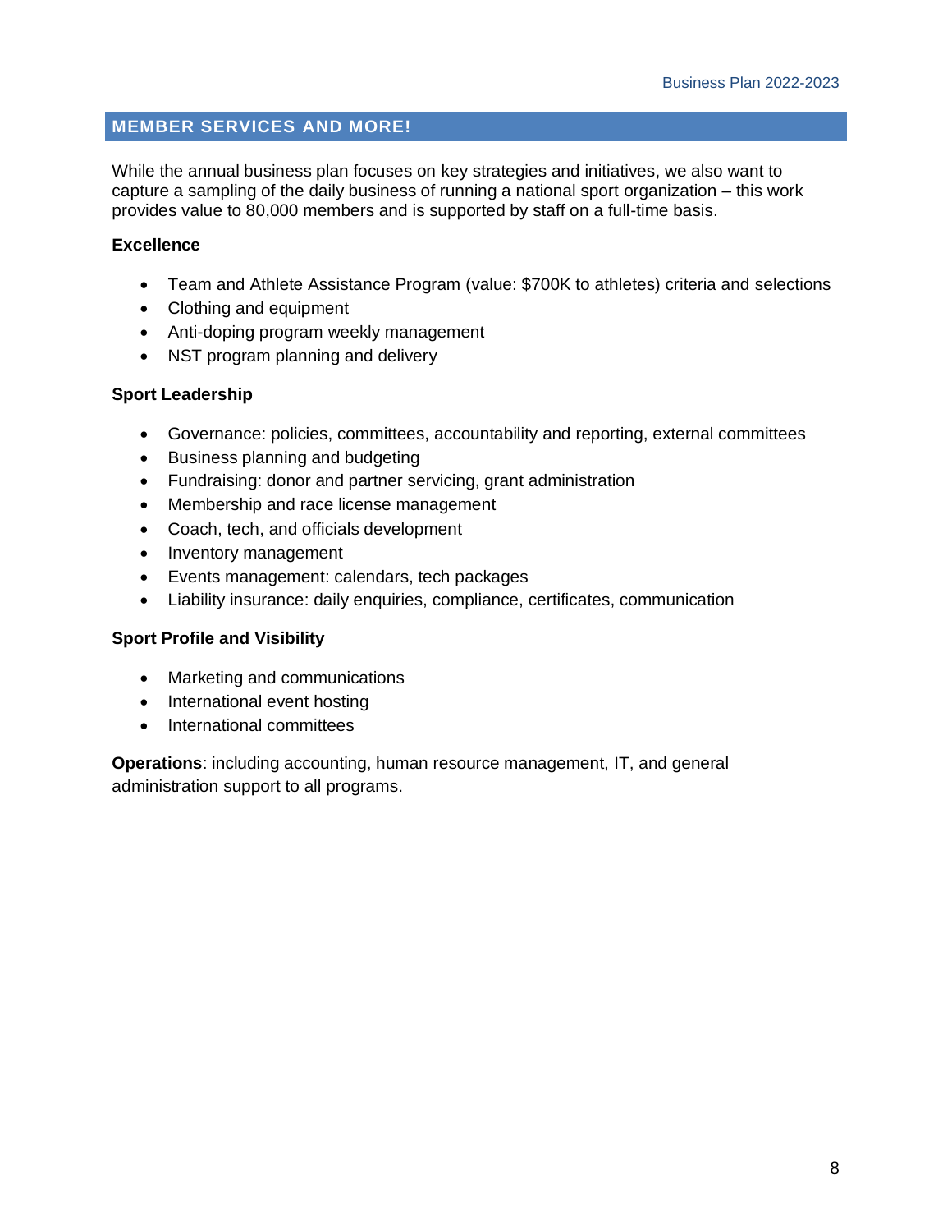## MEMBER SERVICES AND MORE!

While the annual business plan focuses on key strategies and initiatives, we also want to capture a sampling of the daily business of running a national sport organization – this work provides value to 80,000 members and is supported by staff on a full-time basis.

**Excellence**

- Team and Athlete Assistance Program (value: $700K to athletes) criteria and selections
- Clothing and equipment
- Anti-doping program weekly management
- NST program planning and delivery

**Sport Leadership**

- Governance: policies, committees, accountability and reporting, external committees
- Business planning and budgeting
- Fundraising: donor and partner servicing, grant administration
- Membership and race license management
- Coach, tech, and officials development
- Inventory management
- Events management: calendars, tech packages
- Liability insurance: daily enquiries, compliance, certificates, communication

**Sport Profile and Visibility**

- Marketing and communications
- International event hosting
- International committees

**Operations**: including accounting, human resource management, IT, and general administration support to all programs.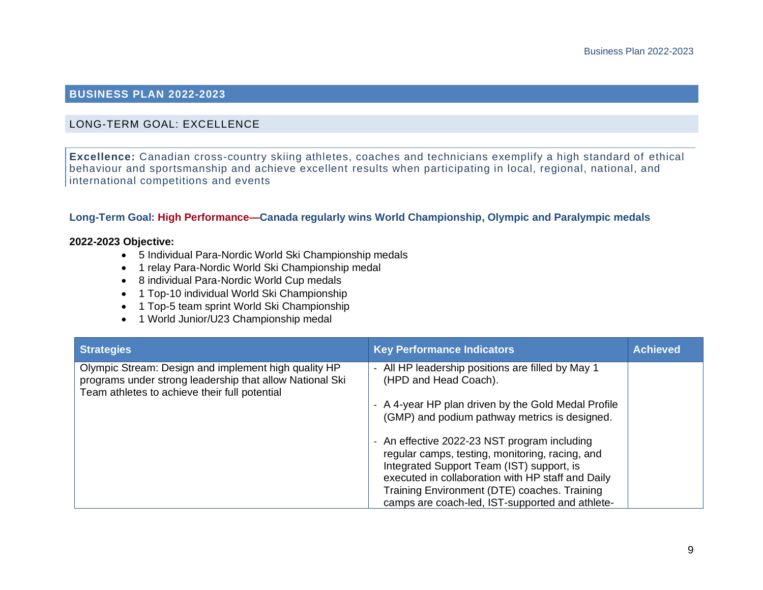## BUSINESS PLAN 2022-2023

### LONG-TERM GOAL: EXCELLENCE

**Excellence:** Canadian cross-country skiing athletes, coaches and technicians exemplify a high standard of ethical behaviour and sportsmanship and achieve excellent results when participating in local, regional, national, and international competitions and events

**Long-Term Goal: High Performance—Canada regularly wins World Championship, Olympic and Paralympic medals**

**2022-2023 Objective:**

- 5 Individual Para-Nordic World Ski Championship medals
- 1 relay Para-Nordic World Ski Championship medal
- 8 individual Para-Nordic World Cup medals
- 1 Top-10 individual World Ski Championship
- 1 Top-5 team sprint World Ski Championship
- 1 World Junior/U23 Championship medal

| Strategies | Key Performance Indicators | Achieved |
|---|---|---|
| Olympic Stream: Design and implement high quality HP programs under strong leadership that allow National Ski Team athletes to achieve their full potential | - All HP leadership positions are filled by May 1 (HPD and Head Coach).<br><br>- A 4-year HP plan driven by the Gold Medal Profile (GMP) and podium pathway metrics is designed.<br><br>- An effective 2022-23 NST program including regular camps, testing, monitoring, racing, and Integrated Support Team (IST) support, is executed in collaboration with HP staff and Daily Training Environment (DTE) coaches. Training camps are coach-led, IST-supported and athlete- | |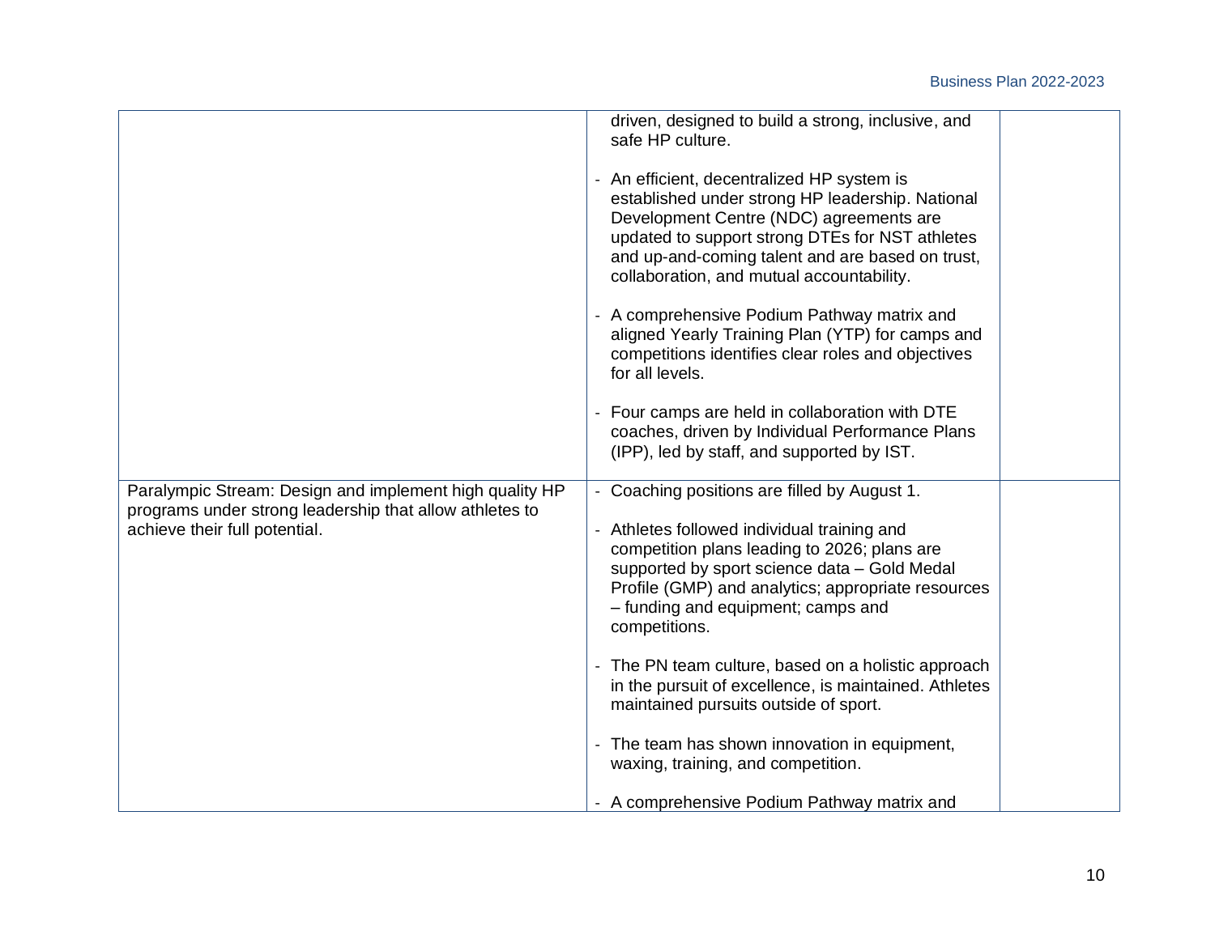| | | |
|---|---|---|
| | driven, designed to build a strong, inclusive, and safe HP culture.<br><br>- An efficient, decentralized HP system is established under strong HP leadership. National Development Centre (NDC) agreements are updated to support strong DTEs for NST athletes and up-and-coming talent and are based on trust, collaboration, and mutual accountability.<br><br>- A comprehensive Podium Pathway matrix and aligned Yearly Training Plan (YTP) for camps and competitions identifies clear roles and objectives for all levels.<br><br>- Four camps are held in collaboration with DTE coaches, driven by Individual Performance Plans (IPP), led by staff, and supported by IST. | |
| Paralympic Stream: Design and implement high quality HP programs under strong leadership that allow athletes to achieve their full potential. | - Coaching positions are filled by August 1.<br><br>- Athletes followed individual training and competition plans leading to 2026; plans are supported by sport science data – Gold Medal Profile (GMP) and analytics; appropriate resources – funding and equipment; camps and competitions.<br><br>- The PN team culture, based on a holistic approach in the pursuit of excellence, is maintained. Athletes maintained pursuits outside of sport.<br><br>- The team has shown innovation in equipment, waxing, training, and competition.<br><br>- A comprehensive Podium Pathway matrix and | |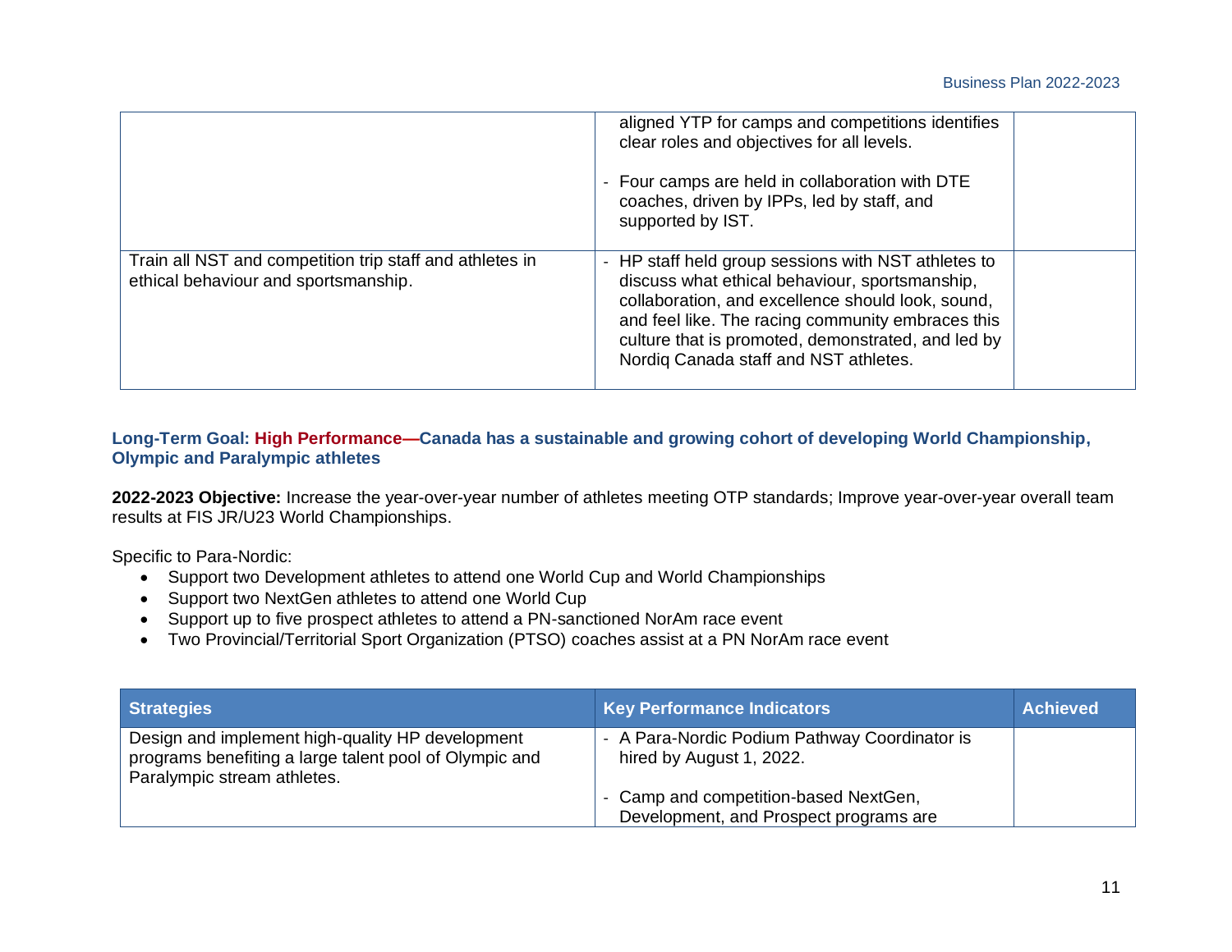| | | |
|---|---|---|
| | aligned YTP for camps and competitions identifies clear roles and objectives for all levels.<br><br>- Four camps are held in collaboration with DTE coaches, driven by IPPs, led by staff, and supported by IST. | |
| Train all NST and competition trip staff and athletes in ethical behaviour and sportsmanship. | - HP staff held group sessions with NST athletes to discuss what ethical behaviour, sportsmanship, collaboration, and excellence should look, sound, and feel like. The racing community embraces this culture that is promoted, demonstrated, and led by Nordiq Canada staff and NST athletes. | |

### Long-Term Goal: High Performance—Canada has a sustainable and growing cohort of developing World Championship, Olympic and Paralympic athletes

**2022-2023 Objective:** Increase the year-over-year number of athletes meeting OTP standards; Improve year-over-year overall team results at FIS JR/U23 World Championships.

Specific to Para-Nordic:

- Support two Development athletes to attend one World Cup and World Championships
- Support two NextGen athletes to attend one World Cup
- Support up to five prospect athletes to attend a PN-sanctioned NorAm race event
- Two Provincial/Territorial Sport Organization (PTSO) coaches assist at a PN NorAm race event

| Strategies | Key Performance Indicators | Achieved |
|---|---|---|
| Design and implement high-quality HP development programs benefiting a large talent pool of Olympic and Paralympic stream athletes. | - A Para-Nordic Podium Pathway Coordinator is hired by August 1, 2022.<br><br>- Camp and competition-based NextGen, Development, and Prospect programs are | |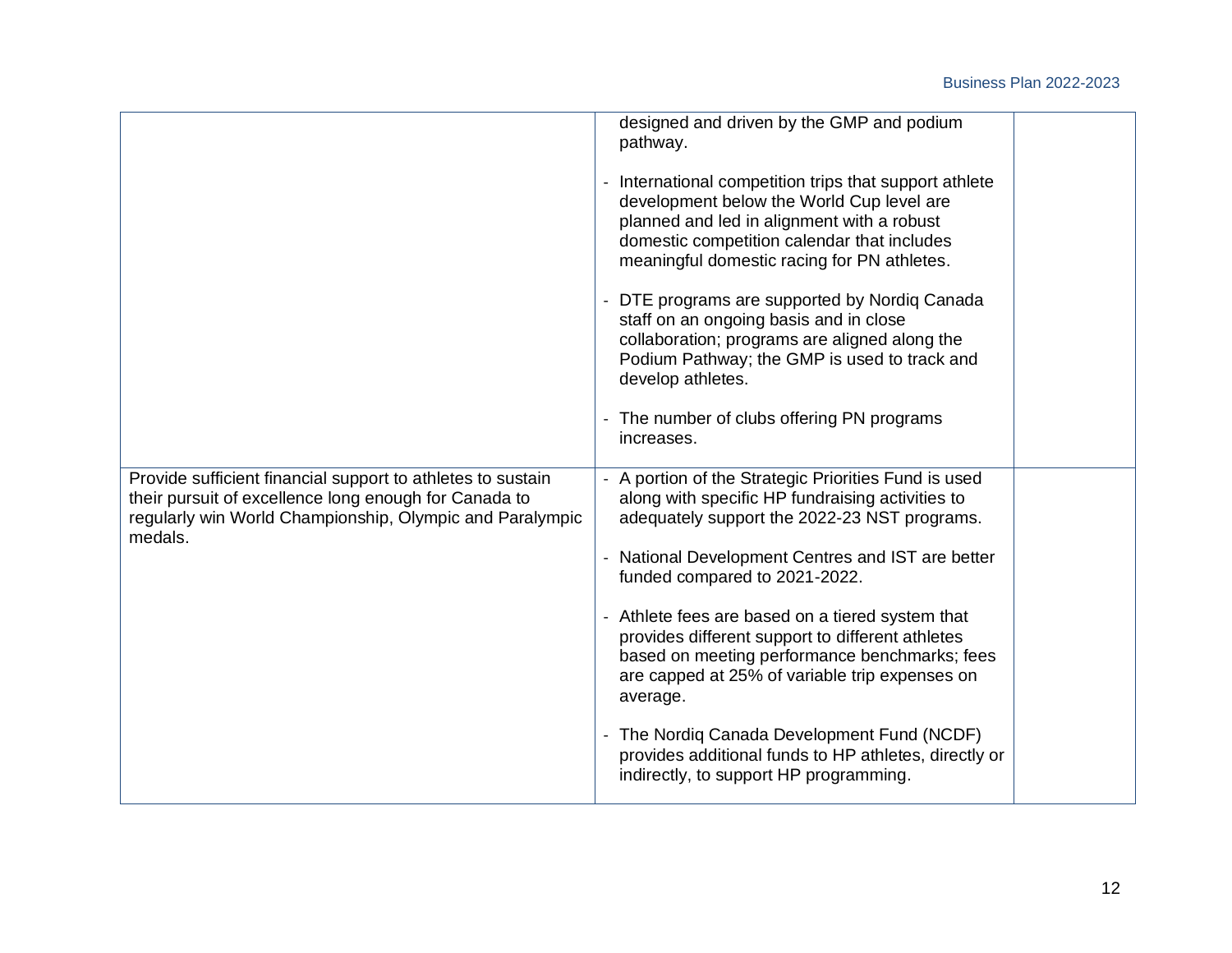| | | |
|---|---|---|
| | designed and driven by the GMP and podium pathway.<br><br>- International competition trips that support athlete development below the World Cup level are planned and led in alignment with a robust domestic competition calendar that includes meaningful domestic racing for PN athletes.<br><br>- DTE programs are supported by Nordiq Canada staff on an ongoing basis and in close collaboration; programs are aligned along the Podium Pathway; the GMP is used to track and develop athletes.<br><br>- The number of clubs offering PN programs increases. | |
| Provide sufficient financial support to athletes to sustain their pursuit of excellence long enough for Canada to regularly win World Championship, Olympic and Paralympic medals. | - A portion of the Strategic Priorities Fund is used along with specific HP fundraising activities to adequately support the 2022-23 NST programs.<br><br>- National Development Centres and IST are better funded compared to 2021-2022.<br><br>- Athlete fees are based on a tiered system that provides different support to different athletes based on meeting performance benchmarks; fees are capped at 25% of variable trip expenses on average.<br><br>- The Nordiq Canada Development Fund (NCDF) provides additional funds to HP athletes, directly or indirectly, to support HP programming. | |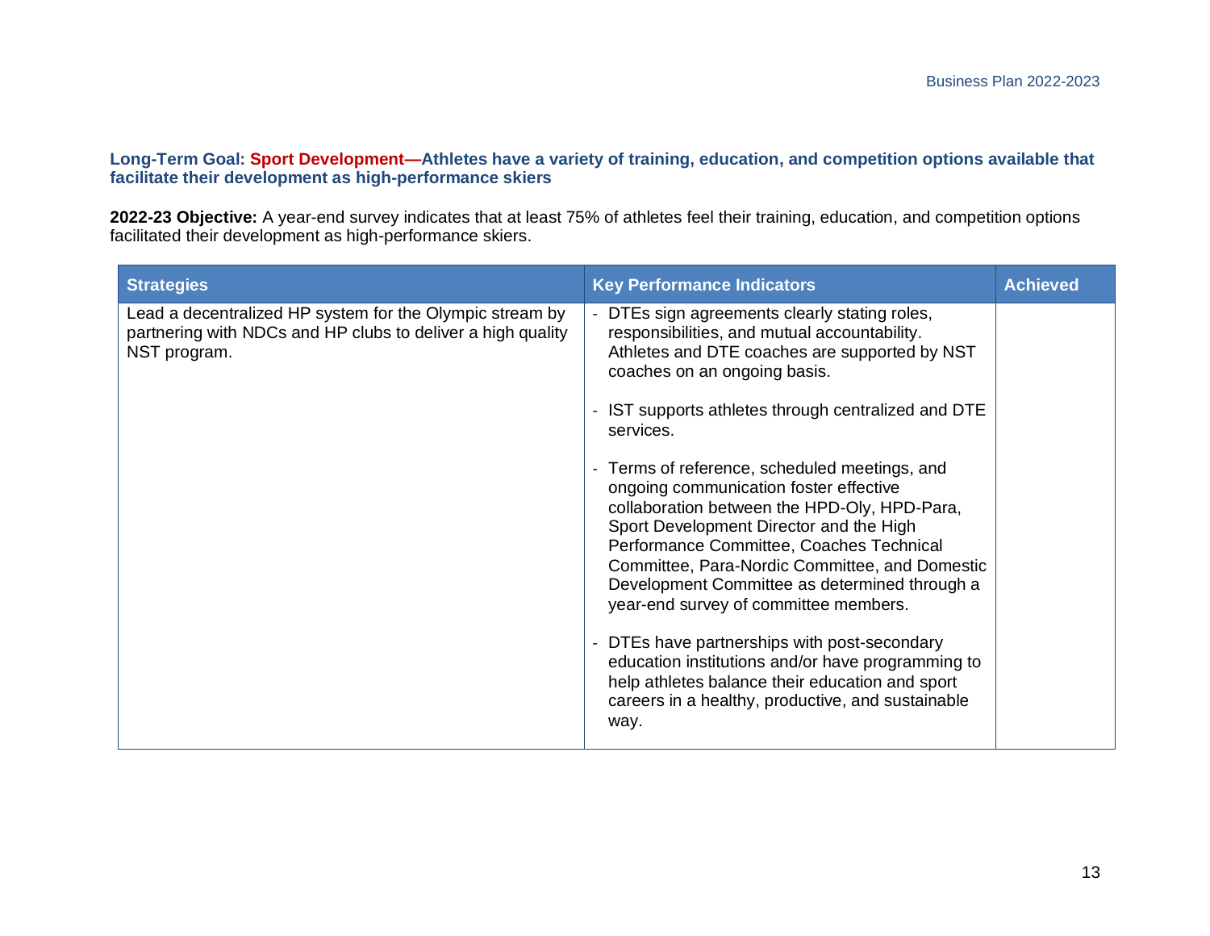**Long-Term Goal: Sport Development—Athletes have a variety of training, education, and competition options available that facilitate their development as high-performance skiers**

**2022-23 Objective:** A year-end survey indicates that at least 75% of athletes feel their training, education, and competition options facilitated their development as high-performance skiers.

| Strategies | Key Performance Indicators | Achieved |
|---|---|---|
| Lead a decentralized HP system for the Olympic stream by partnering with NDCs and HP clubs to deliver a high quality NST program. | - DTEs sign agreements clearly stating roles, responsibilities, and mutual accountability. Athletes and DTE coaches are supported by NST coaches on an ongoing basis.<br><br>- IST supports athletes through centralized and DTE services.<br><br>- Terms of reference, scheduled meetings, and ongoing communication foster effective collaboration between the HPD-Oly, HPD-Para, Sport Development Director and the High Performance Committee, Coaches Technical Committee, Para-Nordic Committee, and Domestic Development Committee as determined through a year-end survey of committee members.<br><br>- DTEs have partnerships with post-secondary education institutions and/or have programming to help athletes balance their education and sport careers in a healthy, productive, and sustainable way. | |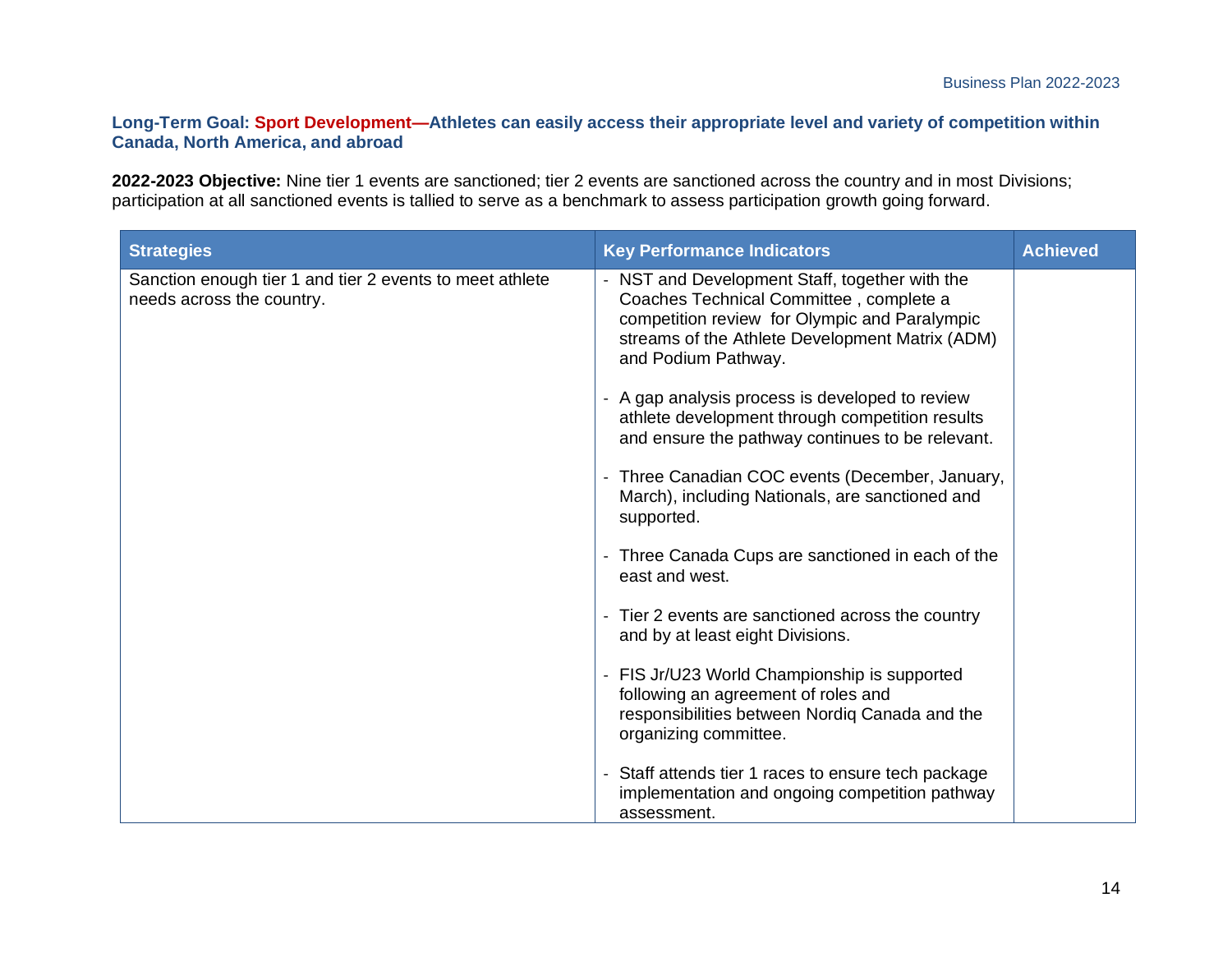**Long-Term Goal: Sport Development—Athletes can easily access their appropriate level and variety of competition within Canada, North America, and abroad**

**2022-2023 Objective:** Nine tier 1 events are sanctioned; tier 2 events are sanctioned across the country and in most Divisions; participation at all sanctioned events is tallied to serve as a benchmark to assess participation growth going forward.

| Strategies | Key Performance Indicators | Achieved |
|---|---|---|
| Sanction enough tier 1 and tier 2 events to meet athlete needs across the country. | - NST and Development Staff, together with the Coaches Technical Committee , complete a competition review for Olympic and Paralympic streams of the Athlete Development Matrix (ADM) and Podium Pathway.<br><br>- A gap analysis process is developed to review athlete development through competition results and ensure the pathway continues to be relevant.<br><br>- Three Canadian COC events (December, January, March), including Nationals, are sanctioned and supported.<br><br>- Three Canada Cups are sanctioned in each of the east and west.<br><br>- Tier 2 events are sanctioned across the country and by at least eight Divisions.<br><br>- FIS Jr/U23 World Championship is supported following an agreement of roles and responsibilities between Nordiq Canada and the organizing committee.<br><br>- Staff attends tier 1 races to ensure tech package implementation and ongoing competition pathway assessment. | |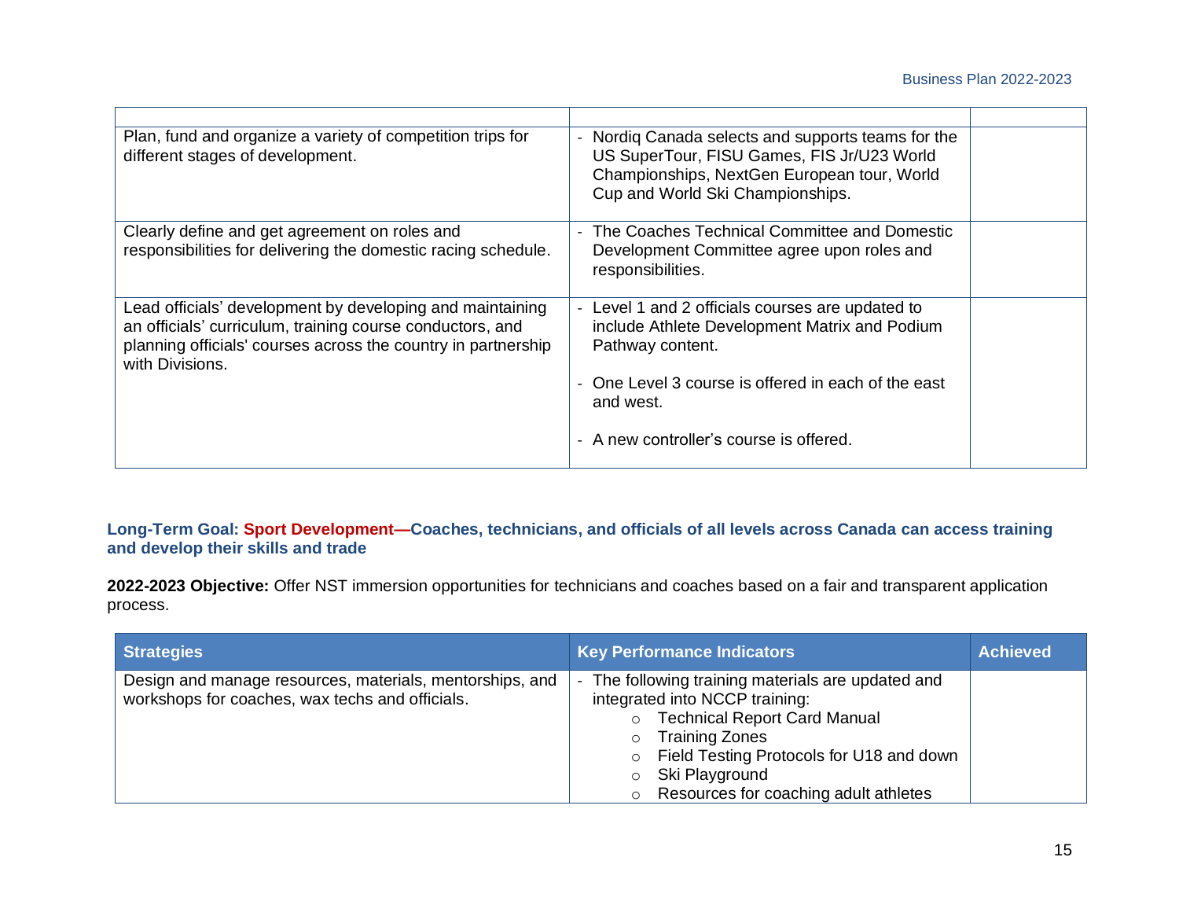| | | |
|---|---|---|
| Plan, fund and organize a variety of competition trips for different stages of development. | - Nordiq Canada selects and supports teams for the US SuperTour, FISU Games, FIS Jr/U23 World Championships, NextGen European tour, World Cup and World Ski Championships. | |
| Clearly define and get agreement on roles and responsibilities for delivering the domestic racing schedule. | - The Coaches Technical Committee and Domestic Development Committee agree upon roles and responsibilities. | |
| Lead officials' development by developing and maintaining an officials' curriculum, training course conductors, and planning officials' courses across the country in partnership with Divisions. | - Level 1 and 2 officials courses are updated to include Athlete Development Matrix and Podium Pathway content.<br><br>- One Level 3 course is offered in each of the east and west.<br><br>- A new controller's course is offered. | |

**Long-Term Goal: Sport Development—Coaches, technicians, and officials of all levels across Canada can access training and develop their skills and trade**

**2022-2023 Objective:** Offer NST immersion opportunities for technicians and coaches based on a fair and transparent application process.

| Strategies | Key Performance Indicators | Achieved |
|---|---|---|
| Design and manage resources, materials, mentorships, and workshops for coaches, wax techs and officials. | - The following training materials are updated and integrated into NCCP training:<br>○ Technical Report Card Manual<br>○ Training Zones<br>○ Field Testing Protocols for U18 and down<br>○ Ski Playground<br>○ Resources for coaching adult athletes | |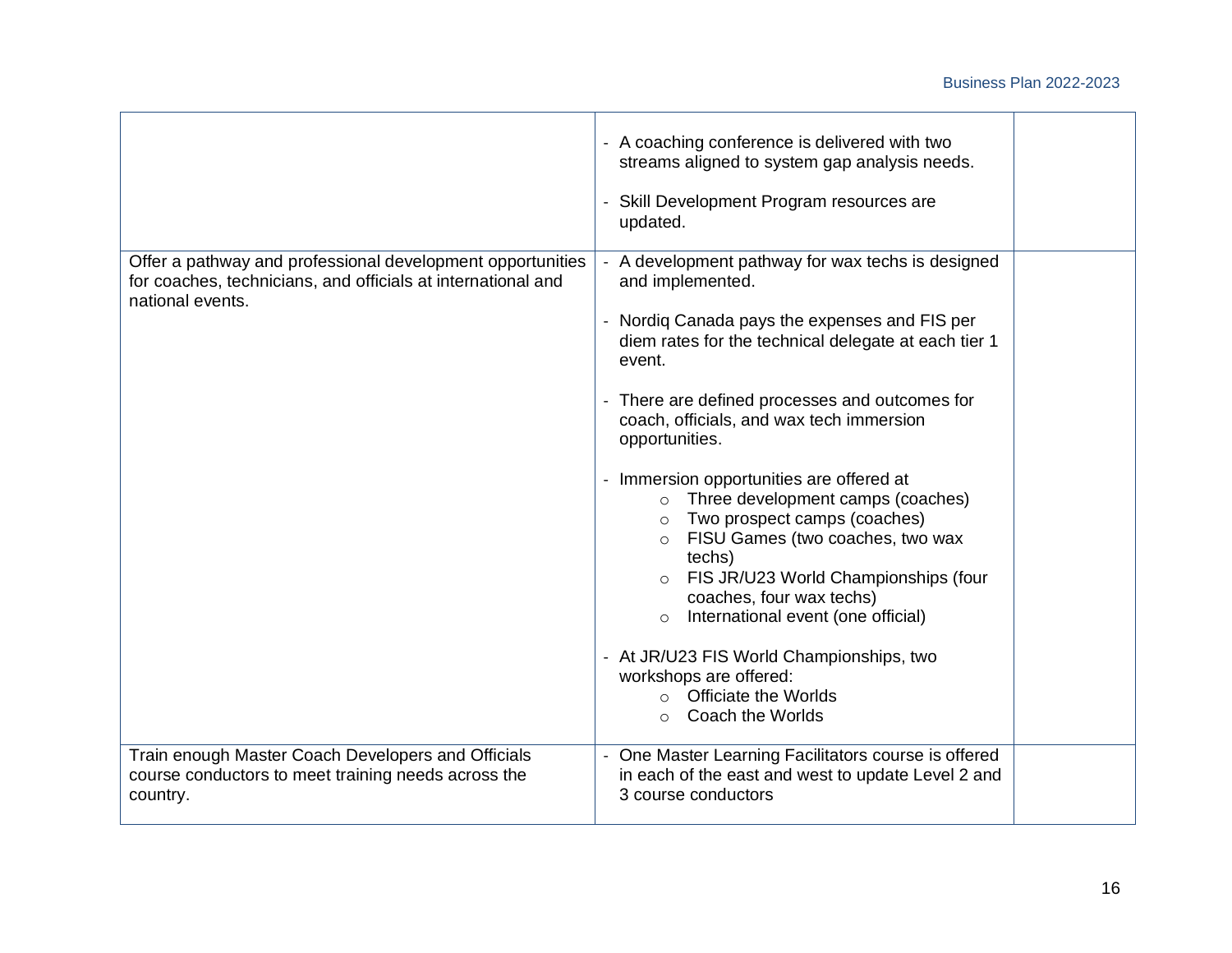| | | |
|---|---|---|
| | - A coaching conference is delivered with two streams aligned to system gap analysis needs.<br><br>- Skill Development Program resources are updated. | |
| Offer a pathway and professional development opportunities for coaches, technicians, and officials at international and national events. | - A development pathway for wax techs is designed and implemented.<br><br>- Nordiq Canada pays the expenses and FIS per diem rates for the technical delegate at each tier 1 event.<br><br>- There are defined processes and outcomes for coach, officials, and wax tech immersion opportunities.<br><br>- Immersion opportunities are offered at<br>&nbsp;&nbsp;&nbsp;&nbsp;○ Three development camps (coaches)<br>&nbsp;&nbsp;&nbsp;&nbsp;○ Two prospect camps (coaches)<br>&nbsp;&nbsp;&nbsp;&nbsp;○ FISU Games (two coaches, two wax techs)<br>&nbsp;&nbsp;&nbsp;&nbsp;○ FIS JR/U23 World Championships (four coaches, four wax techs)<br>&nbsp;&nbsp;&nbsp;&nbsp;○ International event (one official)<br><br>- At JR/U23 FIS World Championships, two workshops are offered:<br>&nbsp;&nbsp;&nbsp;&nbsp;○ Officiate the Worlds<br>&nbsp;&nbsp;&nbsp;&nbsp;○ Coach the Worlds | |
| Train enough Master Coach Developers and Officials course conductors to meet training needs across the country. | - One Master Learning Facilitators course is offered in each of the east and west to update Level 2 and 3 course conductors | |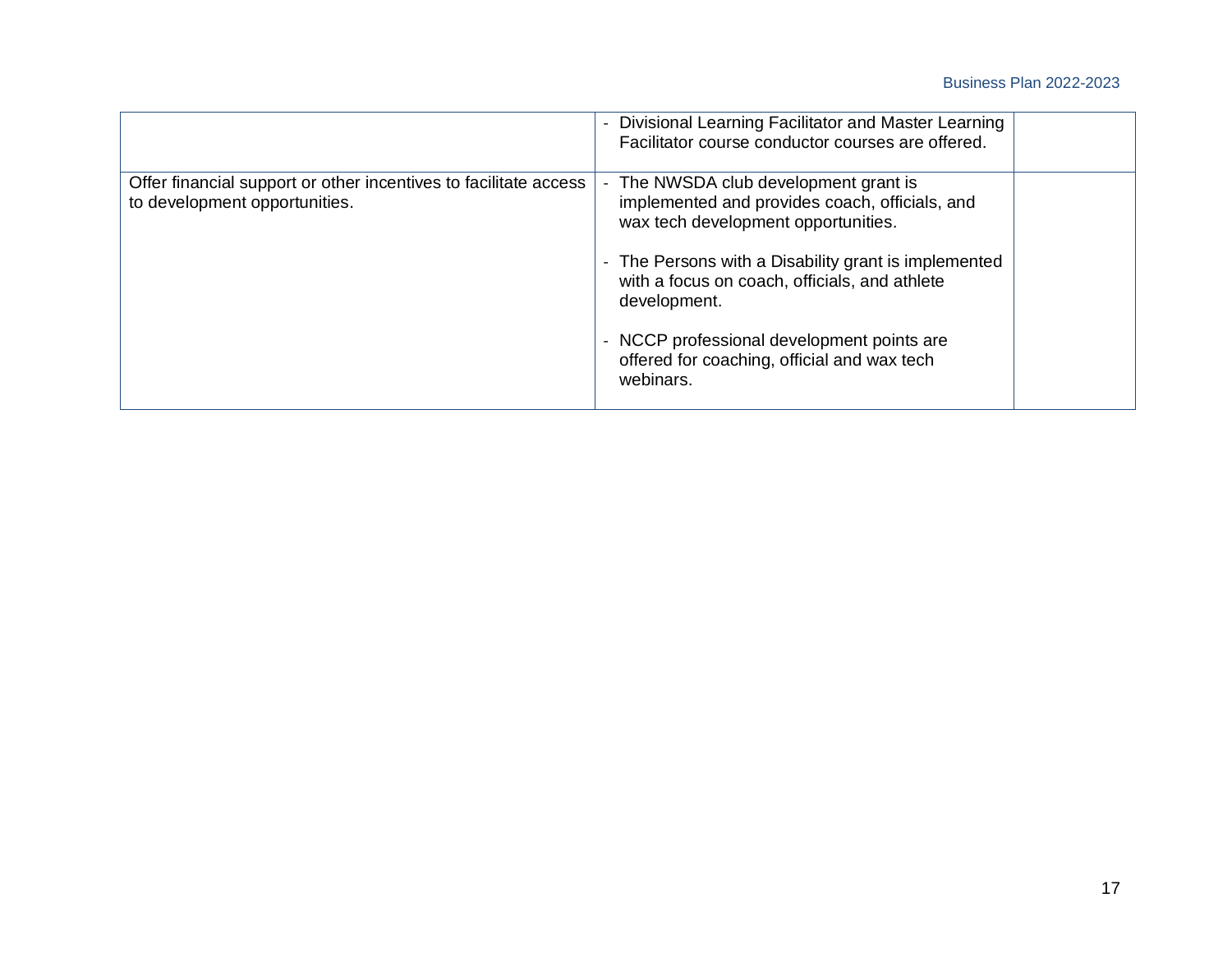| | | |
|---|---|---|
| | - Divisional Learning Facilitator and Master Learning Facilitator course conductor courses are offered. | |
| Offer financial support or other incentives to facilitate access to development opportunities. | - The NWSDA club development grant is implemented and provides coach, officials, and wax tech development opportunities.<br><br>- The Persons with a Disability grant is implemented with a focus on coach, officials, and athlete development.<br><br>- NCCP professional development points are offered for coaching, official and wax tech webinars. | |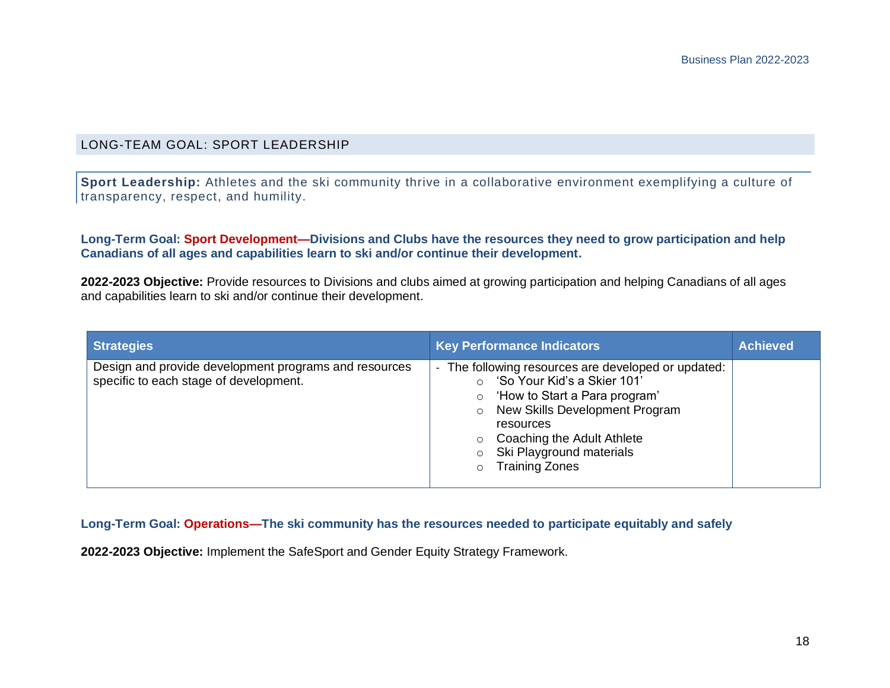## LONG-TEAM GOAL: SPORT LEADERSHIP

**Sport Leadership:** Athletes and the ski community thrive in a collaborative environment exemplifying a culture of transparency, respect, and humility.

**Long-Term Goal: Sport Development—Divisions and Clubs have the resources they need to grow participation and help Canadians of all ages and capabilities learn to ski and/or continue their development.**

**2022-2023 Objective:** Provide resources to Divisions and clubs aimed at growing participation and helping Canadians of all ages and capabilities learn to ski and/or continue their development.

| Strategies | Key Performance Indicators | Achieved |
| --- | --- | --- |
| Design and provide development programs and resources specific to each stage of development. | - The following resources are developed or updated:<br>○ 'So Your Kid's a Skier 101'<br>○ 'How to Start a Para program'<br>○ New Skills Development Program resources<br>○ Coaching the Adult Athlete<br>○ Ski Playground materials<br>○ Training Zones | |

**Long-Term Goal: Operations—The ski community has the resources needed to participate equitably and safely**

**2022-2023 Objective:** Implement the SafeSport and Gender Equity Strategy Framework.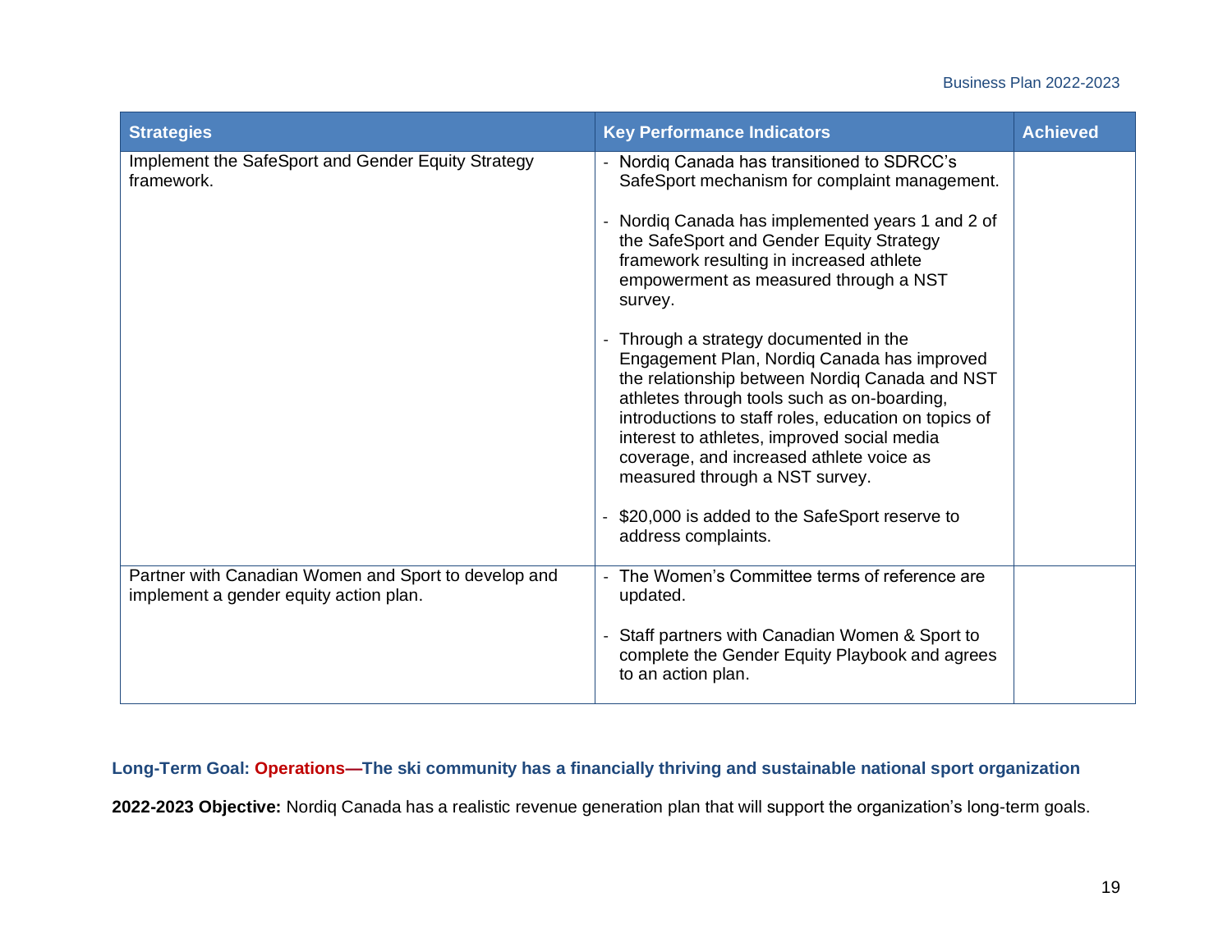| Strategies | Key Performance Indicators | Achieved |
|---|---|---|
| Implement the SafeSport and Gender Equity Strategy framework. | - Nordiq Canada has transitioned to SDRCC's SafeSport mechanism for complaint management.<br><br>- Nordiq Canada has implemented years 1 and 2 of the SafeSport and Gender Equity Strategy framework resulting in increased athlete empowerment as measured through a NST survey.<br><br>- Through a strategy documented in the Engagement Plan, Nordiq Canada has improved the relationship between Nordiq Canada and NST athletes through tools such as on-boarding, introductions to staff roles, education on topics of interest to athletes, improved social media coverage, and increased athlete voice as measured through a NST survey.<br><br>- $20,000 is added to the SafeSport reserve to address complaints. | |
| Partner with Canadian Women and Sport to develop and implement a gender equity action plan. | - The Women's Committee terms of reference are updated.<br><br>- Staff partners with Canadian Women & Sport to complete the Gender Equity Playbook and agrees to an action plan. | |

**Long-Term Goal: Operations—The ski community has a financially thriving and sustainable national sport organization**

**2022-2023 Objective:** Nordiq Canada has a realistic revenue generation plan that will support the organization's long-term goals.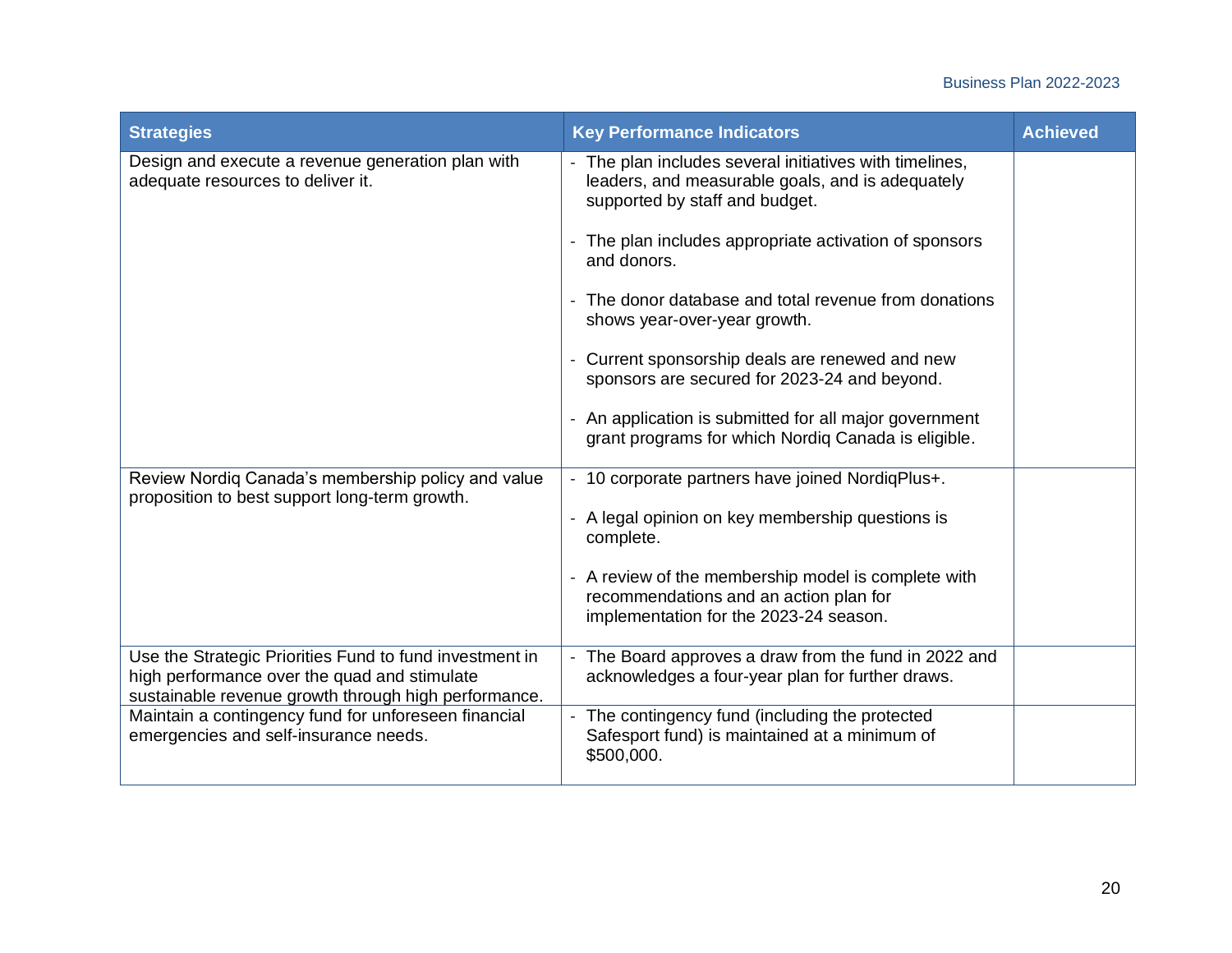| Strategies | Key Performance Indicators | Achieved |
|---|---|---|
| Design and execute a revenue generation plan with adequate resources to deliver it. | - The plan includes several initiatives with timelines, leaders, and measurable goals, and is adequately supported by staff and budget.<br><br>- The plan includes appropriate activation of sponsors and donors.<br><br>- The donor database and total revenue from donations shows year-over-year growth.<br><br>- Current sponsorship deals are renewed and new sponsors are secured for 2023-24 and beyond.<br><br>- An application is submitted for all major government grant programs for which Nordiq Canada is eligible. | |
| Review Nordiq Canada's membership policy and value proposition to best support long-term growth. | - 10 corporate partners have joined NordiqPlus+.<br><br>- A legal opinion on key membership questions is complete.<br><br>- A review of the membership model is complete with recommendations and an action plan for implementation for the 2023-24 season. | |
| Use the Strategic Priorities Fund to fund investment in high performance over the quad and stimulate sustainable revenue growth through high performance. | - The Board approves a draw from the fund in 2022 and acknowledges a four-year plan for further draws. | |
| Maintain a contingency fund for unforeseen financial emergencies and self-insurance needs. | - The contingency fund (including the protected Safesport fund) is maintained at a minimum of $500,000. | |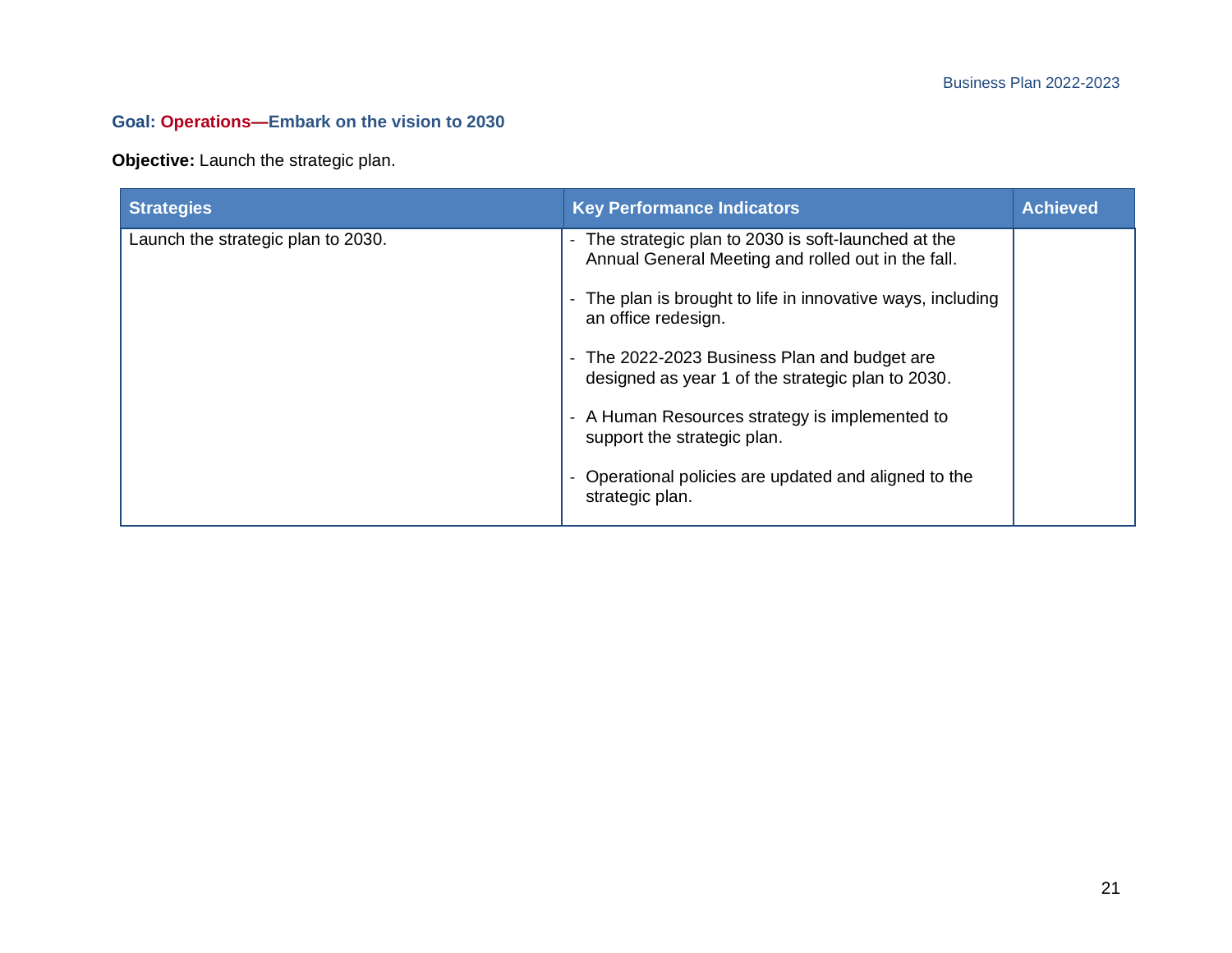**Goal: Operations—Embark on the vision to 2030**

**Objective:** Launch the strategic plan.

| Strategies | Key Performance Indicators | Achieved |
|---|---|---|
| Launch the strategic plan to 2030. | - The strategic plan to 2030 is soft-launched at the Annual General Meeting and rolled out in the fall.<br><br>- The plan is brought to life in innovative ways, including an office redesign.<br><br>- The 2022-2023 Business Plan and budget are designed as year 1 of the strategic plan to 2030.<br><br>- A Human Resources strategy is implemented to support the strategic plan.<br><br>- Operational policies are updated and aligned to the strategic plan. | |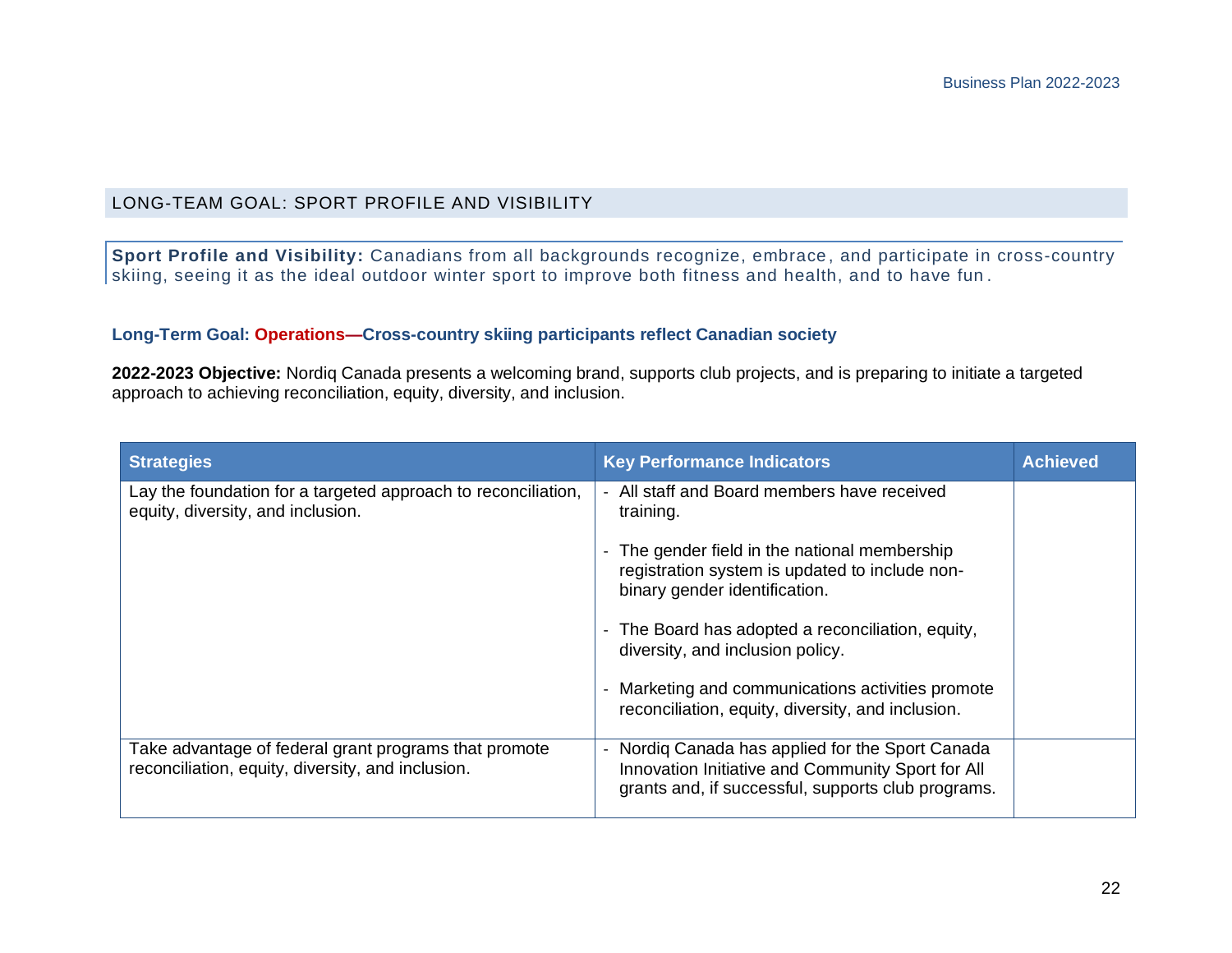## LONG-TEAM GOAL: SPORT PROFILE AND VISIBILITY

**Sport Profile and Visibility:** Canadians from all backgrounds recognize, embrace, and participate in cross-country skiing, seeing it as the ideal outdoor winter sport to improve both fitness and health, and to have fun.

### Long-Term Goal: Operations—Cross-country skiing participants reflect Canadian society

**2022-2023 Objective:** Nordiq Canada presents a welcoming brand, supports club projects, and is preparing to initiate a targeted approach to achieving reconciliation, equity, diversity, and inclusion.

| Strategies | Key Performance Indicators | Achieved |
|---|---|---|
| Lay the foundation for a targeted approach to reconciliation, equity, diversity, and inclusion. | - All staff and Board members have received training.<br>- The gender field in the national membership registration system is updated to include non-binary gender identification.<br>- The Board has adopted a reconciliation, equity, diversity, and inclusion policy.<br>- Marketing and communications activities promote reconciliation, equity, diversity, and inclusion. | |
| Take advantage of federal grant programs that promote reconciliation, equity, diversity, and inclusion. | - Nordiq Canada has applied for the Sport Canada Innovation Initiative and Community Sport for All grants and, if successful, supports club programs. | |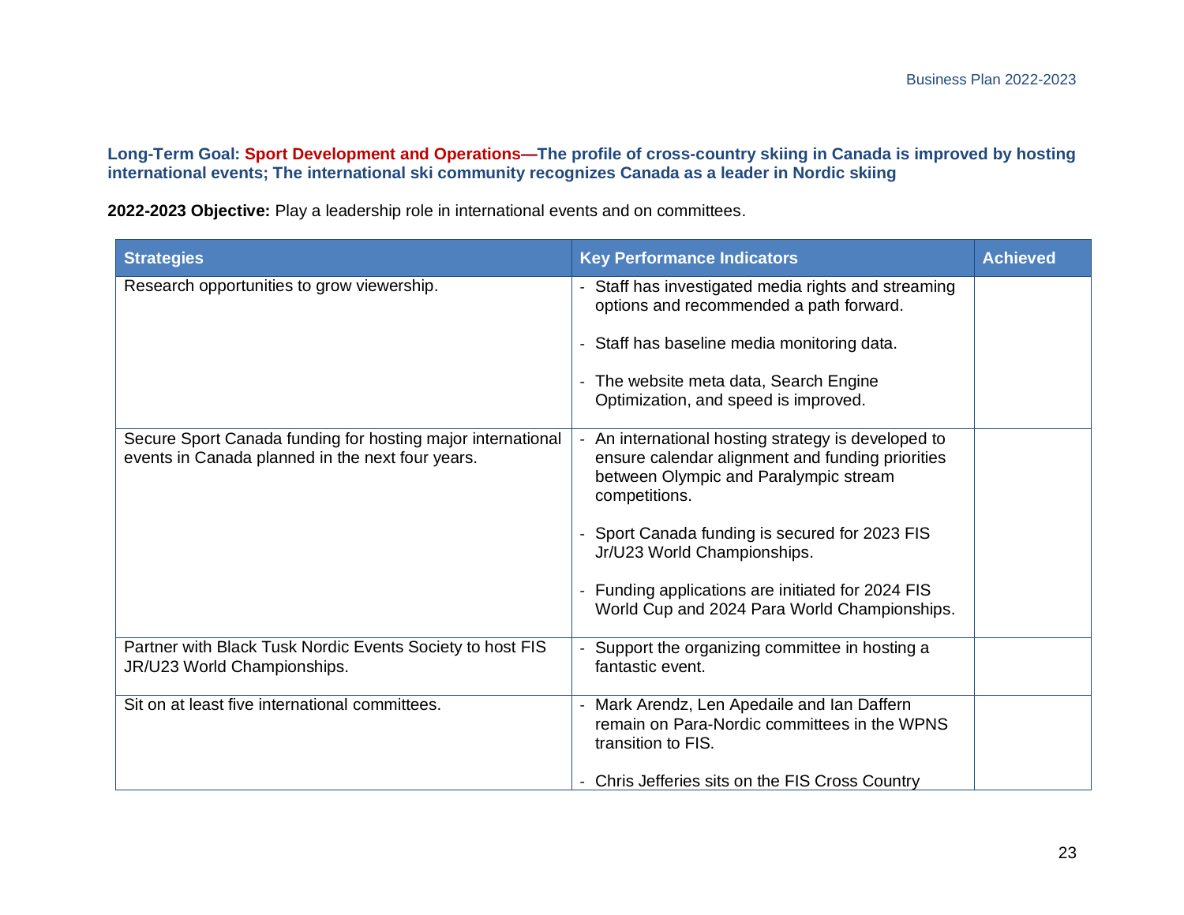**Long-Term Goal: Sport Development and Operations—The profile of cross-country skiing in Canada is improved by hosting international events; The international ski community recognizes Canada as a leader in Nordic skiing**

**2022-2023 Objective:** Play a leadership role in international events and on committees.

| Strategies | Key Performance Indicators | Achieved |
|---|---|---|
| Research opportunities to grow viewership. | - Staff has investigated media rights and streaming options and recommended a path forward.<br><br>- Staff has baseline media monitoring data.<br><br>- The website meta data, Search Engine Optimization, and speed is improved. | |
| Secure Sport Canada funding for hosting major international events in Canada planned in the next four years. | - An international hosting strategy is developed to ensure calendar alignment and funding priorities between Olympic and Paralympic stream competitions.<br><br>- Sport Canada funding is secured for 2023 FIS Jr/U23 World Championships.<br><br>- Funding applications are initiated for 2024 FIS World Cup and 2024 Para World Championships. | |
| Partner with Black Tusk Nordic Events Society to host FIS JR/U23 World Championships. | - Support the organizing committee in hosting a fantastic event. | |
| Sit on at least five international committees. | - Mark Arendz, Len Apedaile and Ian Daffern remain on Para-Nordic committees in the WPNS transition to FIS.<br><br>- Chris Jefferies sits on the FIS Cross Country | |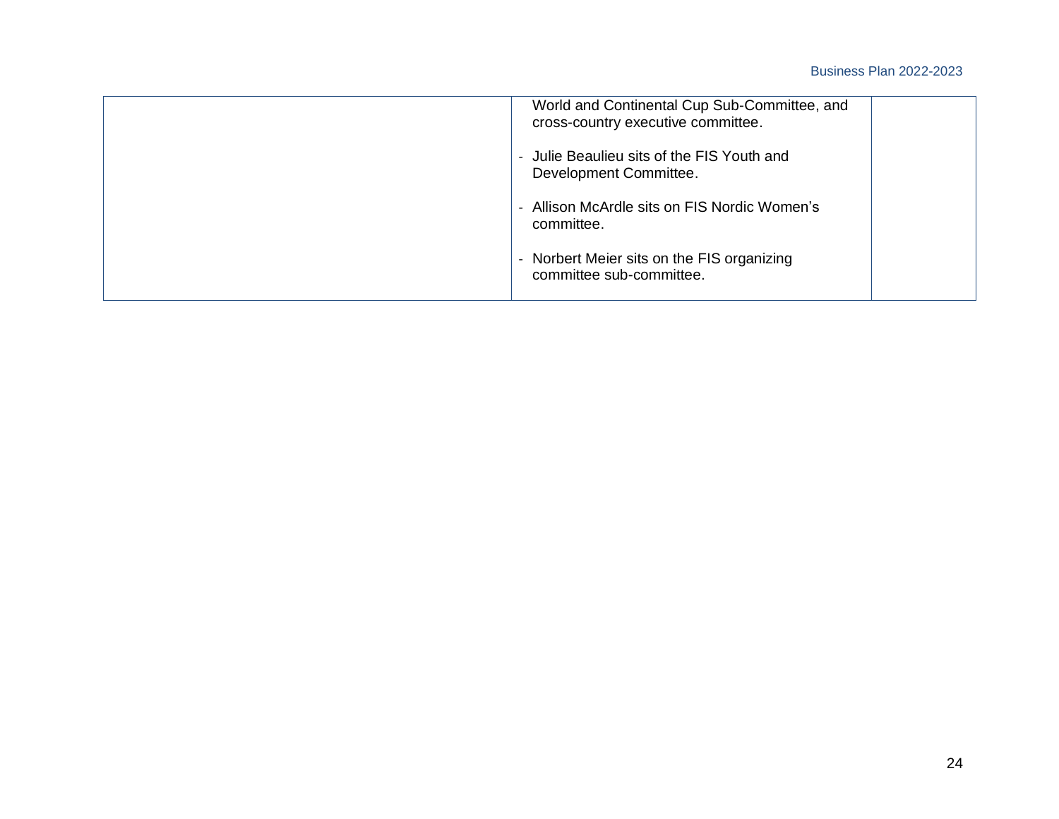| | | |
|---|---|---|
| | World and Continental Cup Sub-Committee, and cross-country executive committee.<br><br>- Julie Beaulieu sits of the FIS Youth and Development Committee.<br><br>- Allison McArdle sits on FIS Nordic Women's committee.<br><br>- Norbert Meier sits on the FIS organizing committee sub-committee. | |